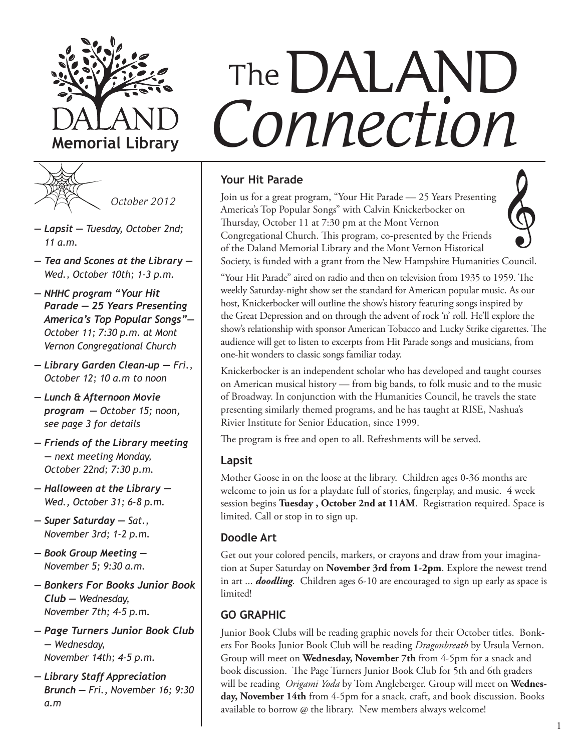# The DALAND *Connection*

**DALAND Memorial Library**

*October 2012*

- ***Lapsit*** — *Tuesday, October 2nd; 11 a.m.*
- ***Tea and Scones at the Library*** — *Wed., October 10th; 1-3 p.m.*
- ***NHHC program "Your Hit Parade — 25 Years Presenting America's Top Popular Songs"*** — *October 11; 7:30 p.m. at Mont Vernon Congregational Church*
- ***Library Garden Clean-up*** — *Fri., October 12; 10 a.m to noon*
- ***Lunch & Afternoon Movie program*** — *October 15; noon, see page 3 for details*
- ***Friends of the Library meeting*** — *next meeting Monday, October 22nd; 7:30 p.m.*
- ***Halloween at the Library*** — *Wed., October 31; 6-8 p.m.*
- ***Super Saturday*** — *Sat., November 3rd; 1-2 p.m.*
- ***Book Group Meeting*** — *November 5; 9:30 a.m.*
- ***Bonkers For Books Junior Book Club*** — *Wednesday, November 7th; 4-5 p.m.*
- ***Page Turners Junior Book Club*** — *Wednesday, November 14th; 4-5 p.m.*
- ***Library Staff Appreciation Brunch*** — *Fri., November 16; 9:30 a.m*

## Your Hit Parade

Join us for a great program, "Your Hit Parade — 25 Years Presenting America's Top Popular Songs" with Calvin Knickerbocker on Thursday, October 11 at 7:30 pm at the Mont Vernon Congregational Church. This program, co-presented by the Friends of the Daland Memorial Library and the Mont Vernon Historical Society, is funded with a grant from the New Hampshire Humanities Council.

"Your Hit Parade" aired on radio and then on television from 1935 to 1959. The weekly Saturday-night show set the standard for American popular music. As our host, Knickerbocker will outline the show's history featuring songs inspired by the Great Depression and on through the advent of rock 'n' roll. He'll explore the show's relationship with sponsor American Tobacco and Lucky Strike cigarettes. The audience will get to listen to excerpts from Hit Parade songs and musicians, from one-hit wonders to classic songs familiar today.

Knickerbocker is an independent scholar who has developed and taught courses on American musical history — from big bands, to folk music and to the music of Broadway. In conjunction with the Humanities Council, he travels the state presenting similarly themed programs, and he has taught at RISE, Nashua's Rivier Institute for Senior Education, since 1999.

The program is free and open to all. Refreshments will be served.

## Lapsit

Mother Goose in on the loose at the library. Children ages 0-36 months are welcome to join us for a playdate full of stories, fingerplay, and music. 4 week session begins **Tuesday , October 2nd at 11AM**. Registration required. Space is limited. Call or stop in to sign up.

## Doodle Art

Get out your colored pencils, markers, or crayons and draw from your imagination at Super Saturday on **November 3rd from 1-2pm**. Explore the newest trend in art ... ***doodling***. Children ages 6-10 are encouraged to sign up early as space is limited!

## GO GRAPHIC

Junior Book Clubs will be reading graphic novels for their October titles. Bonkers For Books Junior Book Club will be reading *Dragonbreath* by Ursula Vernon. Group will meet on **Wednesday, November 7th** from 4-5pm for a snack and book discussion. The Page Turners Junior Book Club for 5th and 6th graders will be reading *Origami Yoda* by Tom Angleberger. Group will meet on **Wednesday, November 14th** from 4-5pm for a snack, craft, and book discussion. Books available to borrow @ the library. New members always welcome!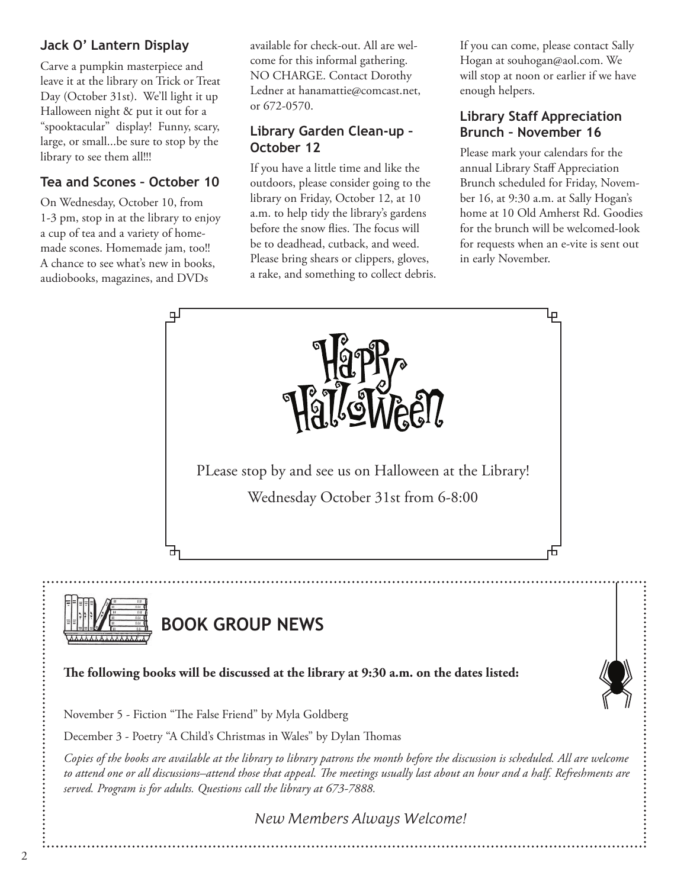## Jack O' Lantern Display

Carve a pumpkin masterpiece and leave it at the library on Trick or Treat Day (October 31st). We'll light it up Halloween night & put it out for a "spooktacular" display! Funny, scary, large, or small...be sure to stop by the library to see them all!!!

## Tea and Scones – October 10

On Wednesday, October 10, from 1-3 pm, stop in at the library to enjoy a cup of tea and a variety of homemade scones. Homemade jam, too!! A chance to see what's new in books, audiobooks, magazines, and DVDs available for check-out. All are welcome for this informal gathering. NO CHARGE. Contact Dorothy Ledner at hanamattie@comcast.net, or 672-0570.

## Library Garden Clean-up – October 12

If you have a little time and like the outdoors, please consider going to the library on Friday, October 12, at 10 a.m. to help tidy the library's gardens before the snow flies. The focus will be to deadhead, cutback, and weed. Please bring shears or clippers, gloves, a rake, and something to collect debris. If you can come, please contact Sally Hogan at souhogan@aol.com. We will stop at noon or earlier if we have enough helpers.

## Library Staff Appreciation Brunch – November 16

Please mark your calendars for the annual Library Staff Appreciation Brunch scheduled for Friday, November 16, at 9:30 a.m. at Sally Hogan's home at 10 Old Amherst Rd. Goodies for the brunch will be welcomed-look for requests when an e-vite is sent out in early November.

# Happy Halloween

PLease stop by and see us on Halloween at the Library!

Wednesday October 31st from 6-8:00

## BOOK GROUP NEWS

**The following books will be discussed at the library at 9:30 a.m. on the dates listed:**

November 5 - Fiction "The False Friend" by Myla Goldberg

December 3 - Poetry "A Child's Christmas in Wales" by Dylan Thomas

*Copies of the books are available at the library to library patrons the month before the discussion is scheduled. All are welcome to attend one or all discussions–attend those that appeal. The meetings usually last about an hour and a half. Refreshments are served. Program is for adults. Questions call the library at 673-7888.*

*New Members Always Welcome!*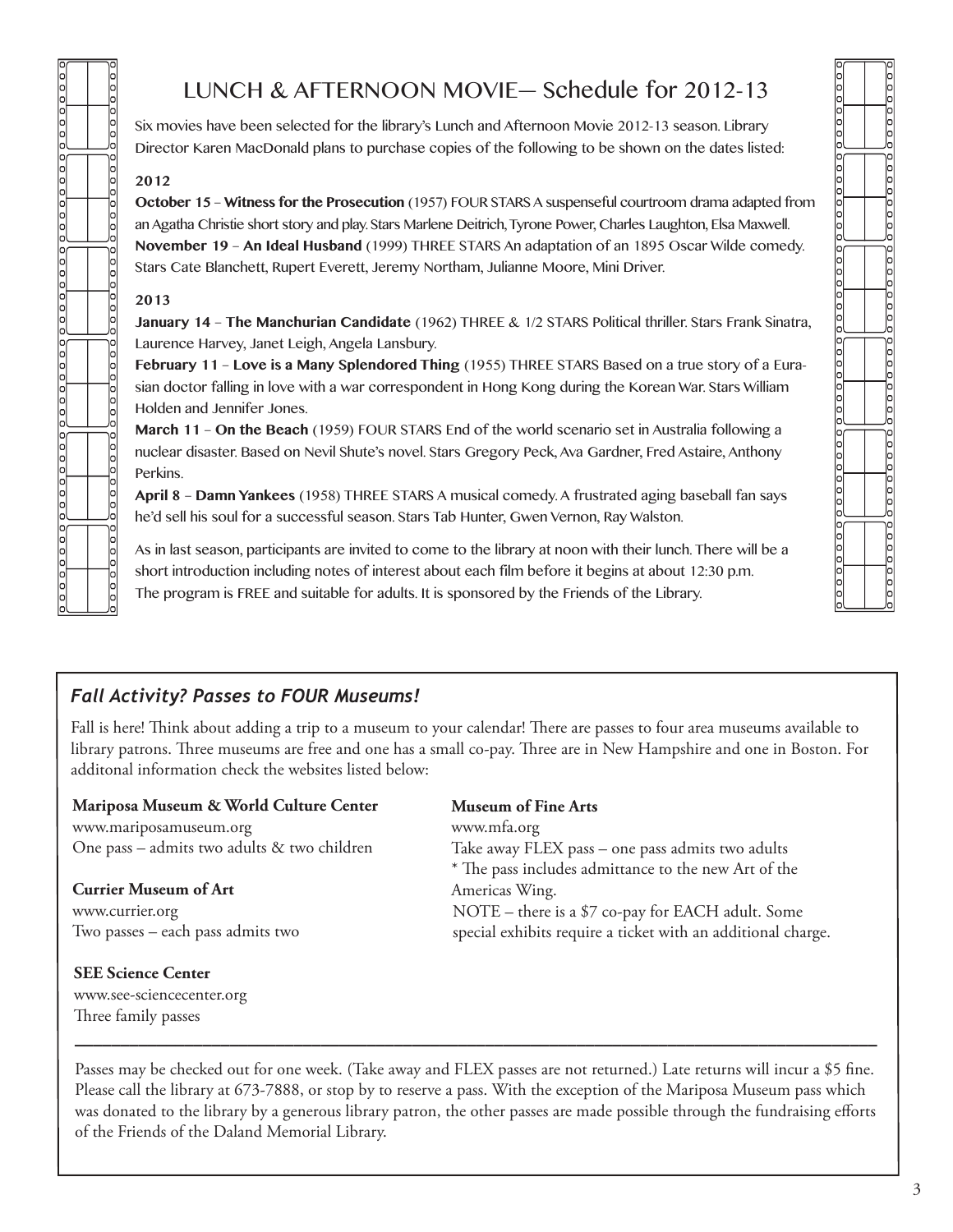## LUNCH & AFTERNOON MOVIE— Schedule for 2012-13

Six movies have been selected for the library's Lunch and Afternoon Movie 2012-13 season. Library Director Karen MacDonald plans to purchase copies of the following to be shown on the dates listed:

**2012**

**October 15** – **Witness for the Prosecution** (1957) FOUR STARS A suspenseful courtroom drama adapted from an Agatha Christie short story and play. Stars Marlene Deitrich, Tyrone Power, Charles Laughton, Elsa Maxwell.
**November 19** – **An Ideal Husband** (1999) THREE STARS An adaptation of an 1895 Oscar Wilde comedy. Stars Cate Blanchett, Rupert Everett, Jeremy Northam, Julianne Moore, Mini Driver.

**2013**

**January 14** – **The Manchurian Candidate** (1962) THREE & 1/2 STARS Political thriller. Stars Frank Sinatra, Laurence Harvey, Janet Leigh, Angela Lansbury.
**February 11** – **Love is a Many Splendored Thing** (1955) THREE STARS Based on a true story of a Eurasian doctor falling in love with a war correspondent in Hong Kong during the Korean War. Stars William Holden and Jennifer Jones.
**March 11** – **On the Beach** (1959) FOUR STARS End of the world scenario set in Australia following a nuclear disaster. Based on Nevil Shute's novel. Stars Gregory Peck, Ava Gardner, Fred Astaire, Anthony Perkins.
**April 8** – **Damn Yankees** (1958) THREE STARS A musical comedy. A frustrated aging baseball fan says he'd sell his soul for a successful season. Stars Tab Hunter, Gwen Vernon, Ray Walston.

As in last season, participants are invited to come to the library at noon with their lunch. There will be a short introduction including notes of interest about each film before it begins at about 12:30 p.m. The program is FREE and suitable for adults. It is sponsored by the Friends of the Library.

### *Fall Activity? Passes to FOUR Museums!*

Fall is here! Think about adding a trip to a museum to your calendar! There are passes to four area museums available to library patrons. Three museums are free and one has a small co-pay. Three are in New Hampshire and one in Boston. For additonal information check the websites listed below:

**Mariposa Museum & World Culture Center**
www.mariposamuseum.org
One pass – admits two adults & two children

**Currier Museum of Art**
www.currier.org
Two passes – each pass admits two

**SEE Science Center**
www.see-sciencecenter.org
Three family passes

**Museum of Fine Arts**
www.mfa.org
Take away FLEX pass – one pass admits two adults
* The pass includes admittance to the new Art of the Americas Wing.
NOTE – there is a $7 co-pay for EACH adult. Some special exhibits require a ticket with an additional charge.

---

Passes may be checked out for one week. (Take away and FLEX passes are not returned.) Late returns will incur a $5 fine. Please call the library at 673-7888, or stop by to reserve a pass. With the exception of the Mariposa Museum pass which was donated to the library by a generous library patron, the other passes are made possible through the fundraising efforts of the Friends of the Daland Memorial Library.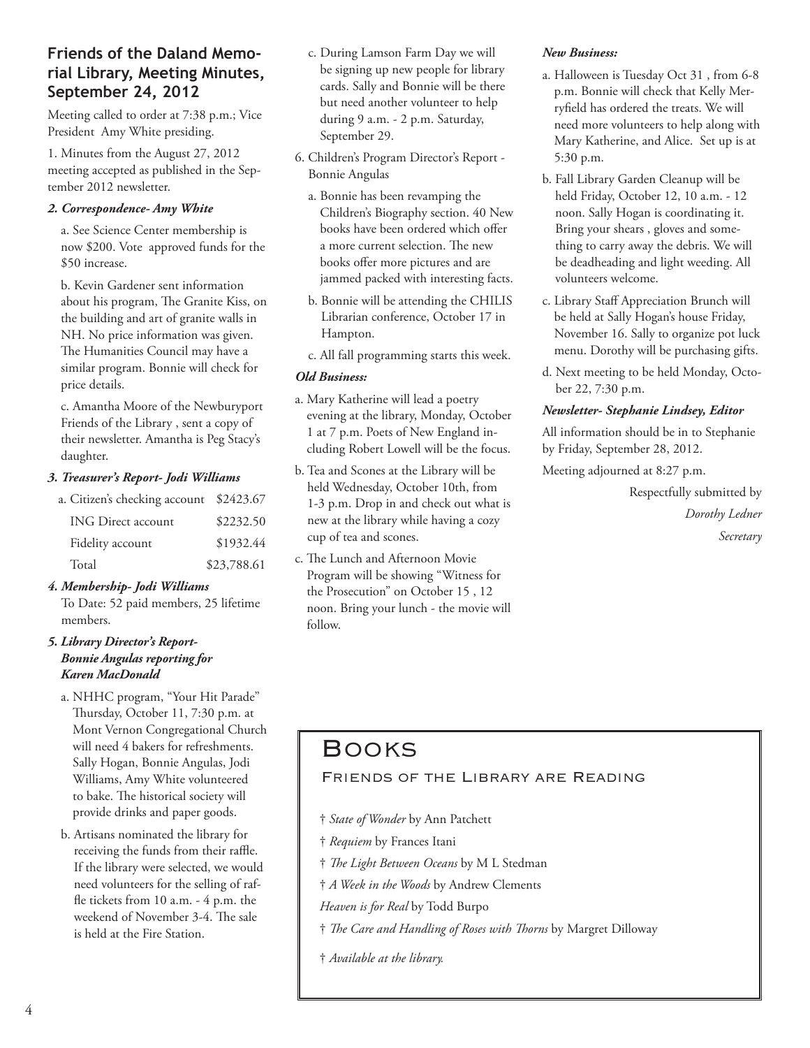## Friends of the Daland Memorial Library, Meeting Minutes, September 24, 2012

Meeting called to order at 7:38 p.m.; Vice President Amy White presiding.

1. Minutes from the August 27, 2012 meeting accepted as published in the September 2012 newsletter.

***2. Correspondence- Amy White***

a. See Science Center membership is now $200. Vote approved funds for the $50 increase.

b. Kevin Gardener sent information about his program, The Granite Kiss, on the building and art of granite walls in NH. No price information was given. The Humanities Council may have a similar program. Bonnie will check for price details.

c. Amantha Moore of the Newburyport Friends of the Library , sent a copy of their newsletter. Amantha is Peg Stacy's daughter.

***3. Treasurer's Report- Jodi Williams***

| a. Citizen's checking account | $2423.67 |
|---|---|
| ING Direct account | $2232.50 |
| Fidelity account | $1932.44 |
| Total | $23,788.61 |

***4. Membership- Jodi Williams***

To Date: 52 paid members, 25 lifetime members.

***5. Library Director's Report- Bonnie Angulas reporting for Karen MacDonald***

a. NHHC program, "Your Hit Parade" Thursday, October 11, 7:30 p.m. at Mont Vernon Congregational Church will need 4 bakers for refreshments. Sally Hogan, Bonnie Angulas, Jodi Williams, Amy White volunteered to bake. The historical society will provide drinks and paper goods.

b. Artisans nominated the library for receiving the funds from their raffle. If the library were selected, we would need volunteers for the selling of raffle tickets from 10 a.m. - 4 p.m. the weekend of November 3-4. The sale is held at the Fire Station.

c. During Lamson Farm Day we will be signing up new people for library cards. Sally and Bonnie will be there but need another volunteer to help during 9 a.m. - 2 p.m. Saturday, September 29.

6. Children's Program Director's Report - Bonnie Angulas

a. Bonnie has been revamping the Children's Biography section. 40 New books have been ordered which offer a more current selection. The new books offer more pictures and are jammed packed with interesting facts.

b. Bonnie will be attending the CHILIS Librarian conference, October 17 in Hampton.

c. All fall programming starts this week.

***Old Business:***

a. Mary Katherine will lead a poetry evening at the library, Monday, October 1 at 7 p.m. Poets of New England including Robert Lowell will be the focus.

b. Tea and Scones at the Library will be held Wednesday, October 10th, from 1-3 p.m. Drop in and check out what is new at the library while having a cozy cup of tea and scones.

c. The Lunch and Afternoon Movie Program will be showing "Witness for the Prosecution" on October 15 , 12 noon. Bring your lunch - the movie will follow.

***New Business:***

a. Halloween is Tuesday Oct 31 , from 6-8 p.m. Bonnie will check that Kelly Merryfield has ordered the treats. We will need more volunteers to help along with Mary Katherine, and Alice. Set up is at 5:30 p.m.

b. Fall Library Garden Cleanup will be held Friday, October 12, 10 a.m. - 12 noon. Sally Hogan is coordinating it. Bring your shears , gloves and something to carry away the debris. We will be deadheading and light weeding. All volunteers welcome.

c. Library Staff Appreciation Brunch will be held at Sally Hogan's house Friday, November 16. Sally to organize pot luck menu. Dorothy will be purchasing gifts.

d. Next meeting to be held Monday, October 22, 7:30 p.m.

***Newsletter- Stephanie Lindsey, Editor***

All information should be in to Stephanie by Friday, September 28, 2012.

Meeting adjourned at 8:27 p.m.

Respectfully submitted by
*Dorothy Ledner*
*Secretary*

# Books

### Friends of the Library are Reading

† *State of Wonder* by Ann Patchett

† *Requiem* by Frances Itani

† *The Light Between Oceans* by M L Stedman

† *A Week in the Woods* by Andrew Clements

*Heaven is for Real* by Todd Burpo

† *The Care and Handling of Roses with Thorns* by Margret Dilloway

† *Available at the library.*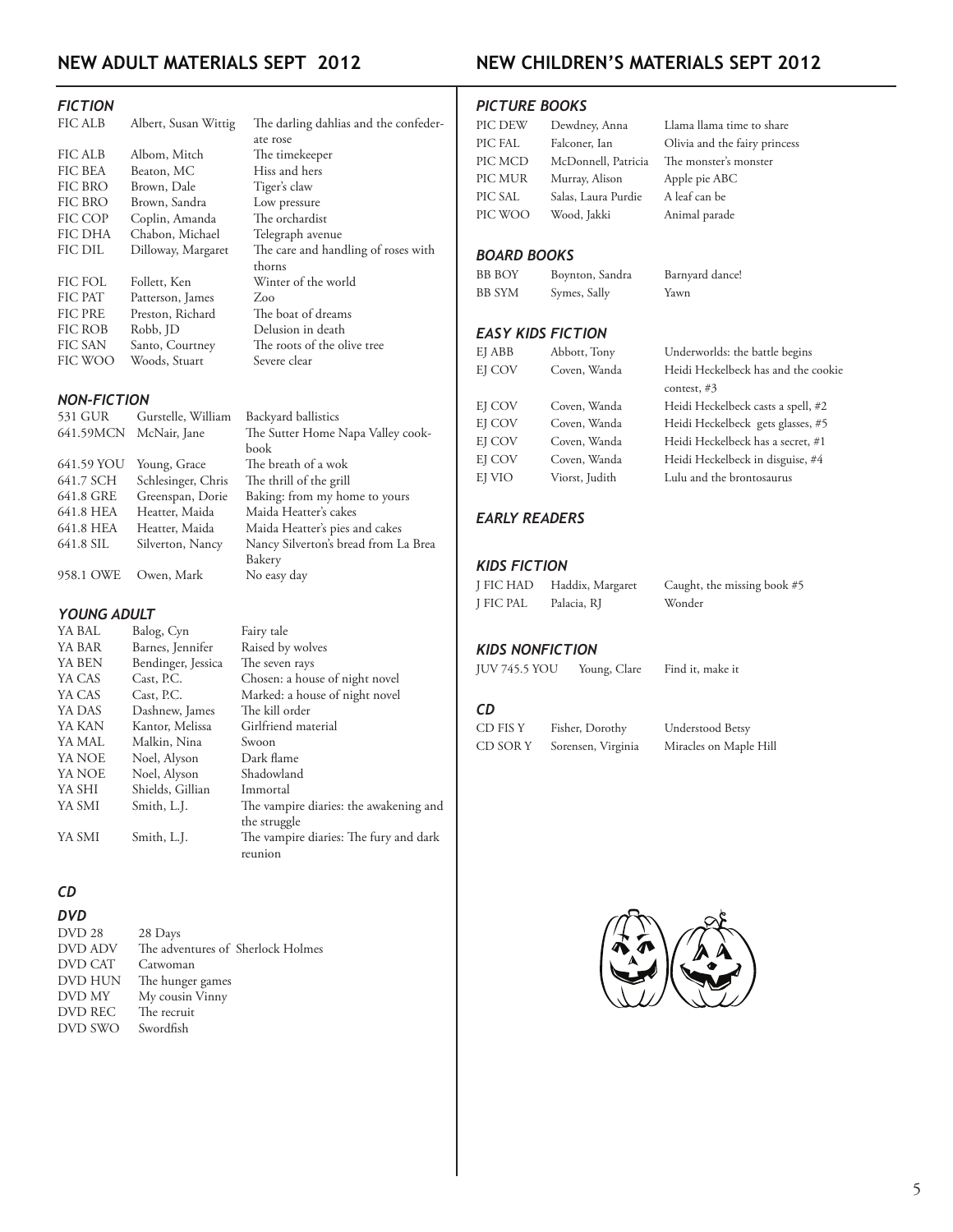## NEW ADULT MATERIALS SEPT 2012

### *FICTION*

| | | |
|---|---|---|
| FIC ALB | Albert, Susan Wittig | The darling dahlias and the confederate rose |
| FIC ALB | Albom, Mitch | The timekeeper |
| FIC BEA | Beaton, MC | Hiss and hers |
| FIC BRO | Brown, Dale | Tiger's claw |
| FIC BRO | Brown, Sandra | Low pressure |
| FIC COP | Coplin, Amanda | The orchardist |
| FIC DHA | Chabon, Michael | Telegraph avenue |
| FIC DIL | Dilloway, Margaret | The care and handling of roses with thorns |
| FIC FOL | Follett, Ken | Winter of the world |
| FIC PAT | Patterson, James | Zoo |
| FIC PRE | Preston, Richard | The boat of dreams |
| FIC ROB | Robb, JD | Delusion in death |
| FIC SAN | Santo, Courtney | The roots of the olive tree |
| FIC WOO | Woods, Stuart | Severe clear |

### *NON-FICTION*

| | | |
|---|---|---|
| 531 GUR | Gurstelle, William | Backyard ballistics |
| 641.59MCN | McNair, Jane | The Sutter Home Napa Valley cookbook |
| 641.59 YOU | Young, Grace | The breath of a wok |
| 641.7 SCH | Schlesinger, Chris | The thrill of the grill |
| 641.8 GRE | Greenspan, Dorie | Baking: from my home to yours |
| 641.8 HEA | Heatter, Maida | Maida Heatter's cakes |
| 641.8 HEA | Heatter, Maida | Maida Heatter's pies and cakes |
| 641.8 SIL | Silverton, Nancy | Nancy Silverton's bread from La Brea Bakery |
| 958.1 OWE | Owen, Mark | No easy day |

### *YOUNG ADULT*

| | | |
|---|---|---|
| YA BAL | Balog, Cyn | Fairy tale |
| YA BAR | Barnes, Jennifer | Raised by wolves |
| YA BEN | Bendinger, Jessica | The seven rays |
| YA CAS | Cast, P.C. | Chosen: a house of night novel |
| YA CAS | Cast, P.C. | Marked: a house of night novel |
| YA DAS | Dashnew, James | The kill order |
| YA KAN | Kantor, Melissa | Girlfriend material |
| YA MAL | Malkin, Nina | Swoon |
| YA NOE | Noel, Alyson | Dark flame |
| YA NOE | Noel, Alyson | Shadowland |
| YA SHI | Shields, Gillian | Immortal |
| YA SMI | Smith, L.J. | The vampire diaries: the awakening and the struggle |
| YA SMI | Smith, L.J. | The vampire diaries: The fury and dark reunion |

### *CD*

### *DVD*

| | |
|---|---|
| DVD 28 | 28 Days |
| DVD ADV | The adventures of Sherlock Holmes |
| DVD CAT | Catwoman |
| DVD HUN | The hunger games |
| DVD MY | My cousin Vinny |
| DVD REC | The recruit |
| DVD SWO | Swordfish |

## NEW CHILDREN'S MATERIALS SEPT 2012

### *PICTURE BOOKS*

| | | |
|---|---|---|
| PIC DEW | Dewdney, Anna | Llama llama time to share |
| PIC FAL | Falconer, Ian | Olivia and the fairy princess |
| PIC MCD | McDonnell, Patricia | The monster's monster |
| PIC MUR | Murray, Alison | Apple pie ABC |
| PIC SAL | Salas, Laura Purdie | A leaf can be |
| PIC WOO | Wood, Jakki | Animal parade |

### *BOARD BOOKS*

| | | |
|---|---|---|
| BB BOY | Boynton, Sandra | Barnyard dance! |
| BB SYM | Symes, Sally | Yawn |

### *EASY KIDS FICTION*

| | | |
|---|---|---|
| EJ ABB | Abbott, Tony | Underworlds: the battle begins |
| EJ COV | Coven, Wanda | Heidi Heckelbeck has and the cookie contest, #3 |
| EJ COV | Coven, Wanda | Heidi Heckelbeck casts a spell, #2 |
| EJ COV | Coven, Wanda | Heidi Heckelbeck gets glasses, #5 |
| EJ COV | Coven, Wanda | Heidi Heckelbeck has a secret, #1 |
| EJ COV | Coven, Wanda | Heidi Heckelbeck in disguise, #4 |
| EJ VIO | Viorst, Judith | Lulu and the brontosaurus |

### *EARLY READERS*

### *KIDS FICTION*

| | | |
|---|---|---|
| J FIC HAD | Haddix, Margaret | Caught, the missing book #5 |
| J FIC PAL | Palacia, RJ | Wonder |

### *KIDS NONFICTION*

| | | |
|---|---|---|
| JUV 745.5 YOU | Young, Clare | Find it, make it |

### *CD*

| | | |
|---|---|---|
| CD FIS Y | Fisher, Dorothy | Understood Betsy |
| CD SOR Y | Sorensen, Virginia | Miracles on Maple Hill |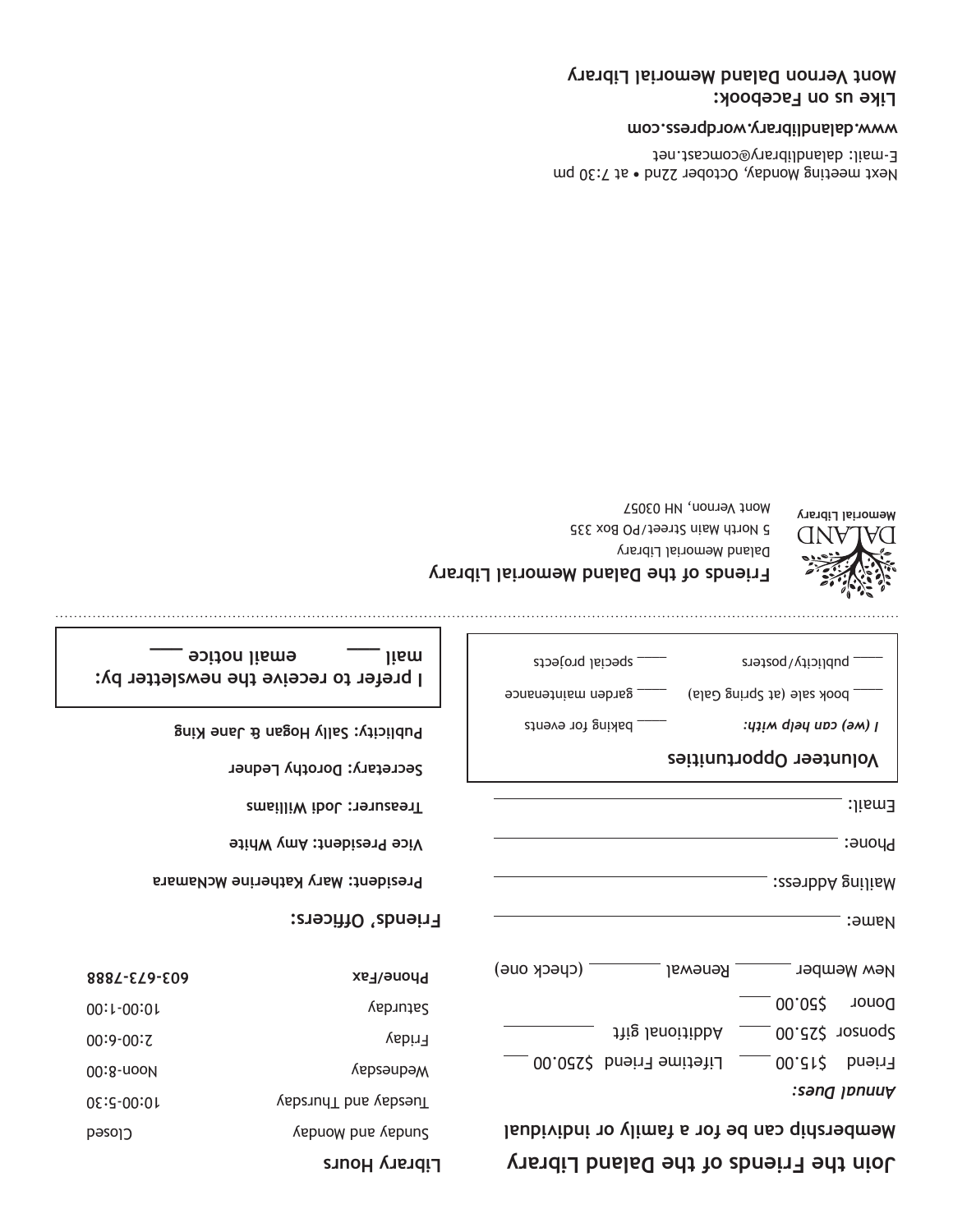# Join the Friends of the Daland Library

**Membership can be for a family or individual**

*Annual Dues:*

Friend $15.00 ____ Lifetime Friend $250.00 ____

Sponsor $25.00 ____ Additional gift ________

Donor $50.00 ____

New Member ______ Renewal ______ (check one)

Name: ______________________

Mailing Address: ______________________

Phone: ______________________

Email: ______________________

## Volunteer Opportunities

*I (we) can help with:*

____ baking for events

____ book sale (at Spring Gala)

____ garden maintenance

____ publicity/posters

____ special projects

## Library Hours

| | |
|---|---|
| Sunday and Monday | Closed |
| Tuesday and Thursday | 10:00-5:30 |
| Wednesday | Noon-8:00 |
| Friday | 2:00-6:00 |
| Saturday | 10:00-1:00 |
| **Phone/Fax** | **603-673-7888** |

## Friends' Officers:

**President: Mary Katherine McNamara**

**Vice President: Amy White**

**Treasurer: Jodi Williams**

**Secretary: Dorothy Ledner**

**Publicity: Sally Hogan & Jane King**

**I prefer to receive the newsletter by:**

**mail ____ email notice ____**

---

DALAND Memorial Library

**Friends of the Daland Memorial Library**

Daland Memorial Library
5 North Main Street/PO Box 335
Mont Vernon, NH 03057

Next meeting Monday, October 22nd • at 7:30 pm

E-mail: dalandlibrary@comcast.net

**www.dalandlibrary.wordpress.com**

**Like us on Facebook:**
**Mont Vernon Daland Memorial Library**